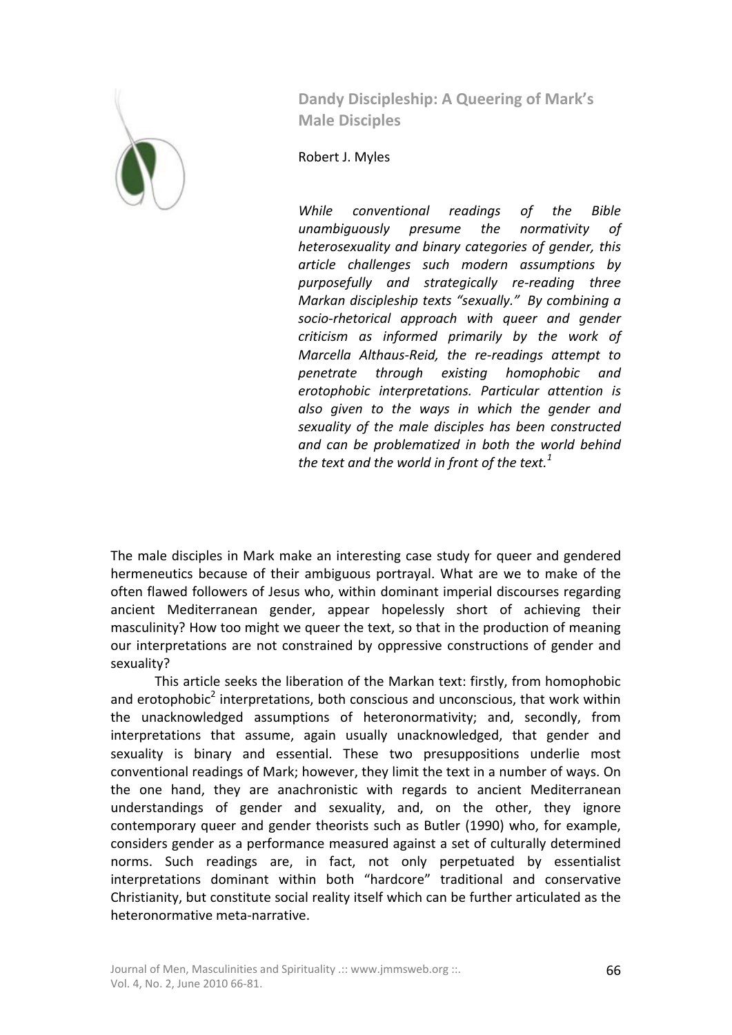# Dandy Discipleship: A Queering of Mark's Male Disciples

Robert J. Myles

*While conventional readings of the Bible unambiguously presume the normativity of heterosexuality and binary categories of gender, this article challenges such modern assumptions by purposefully and strategically re-reading three Markan discipleship texts "sexually." By combining a socio-rhetorical approach with queer and gender criticism as informed primarily by the work of Marcella Althaus-Reid, the re-readings attempt to penetrate through existing homophobic and erotophobic interpretations. Particular attention is also given to the ways in which the gender and sexuality of the male disciples has been constructed and can be problematized in both the world behind the text and the world in front of the text.*[1]

The male disciples in Mark make an interesting case study for queer and gendered hermeneutics because of their ambiguous portrayal. What are we to make of the often flawed followers of Jesus who, within dominant imperial discourses regarding ancient Mediterranean gender, appear hopelessly short of achieving their masculinity? How too might we queer the text, so that in the production of meaning our interpretations are not constrained by oppressive constructions of gender and sexuality?

This article seeks the liberation of the Markan text: firstly, from homophobic and erotophobic[2] interpretations, both conscious and unconscious, that work within the unacknowledged assumptions of heteronormativity; and, secondly, from interpretations that assume, again usually unacknowledged, that gender and sexuality is binary and essential. These two presuppositions underlie most conventional readings of Mark; however, they limit the text in a number of ways. On the one hand, they are anachronistic with regards to ancient Mediterranean understandings of gender and sexuality, and, on the other, they ignore contemporary queer and gender theorists such as Butler (1990) who, for example, considers gender as a performance measured against a set of culturally determined norms. Such readings are, in fact, not only perpetuated by essentialist interpretations dominant within both "hardcore" traditional and conservative Christianity, but constitute social reality itself which can be further articulated as the heteronormative meta-narrative.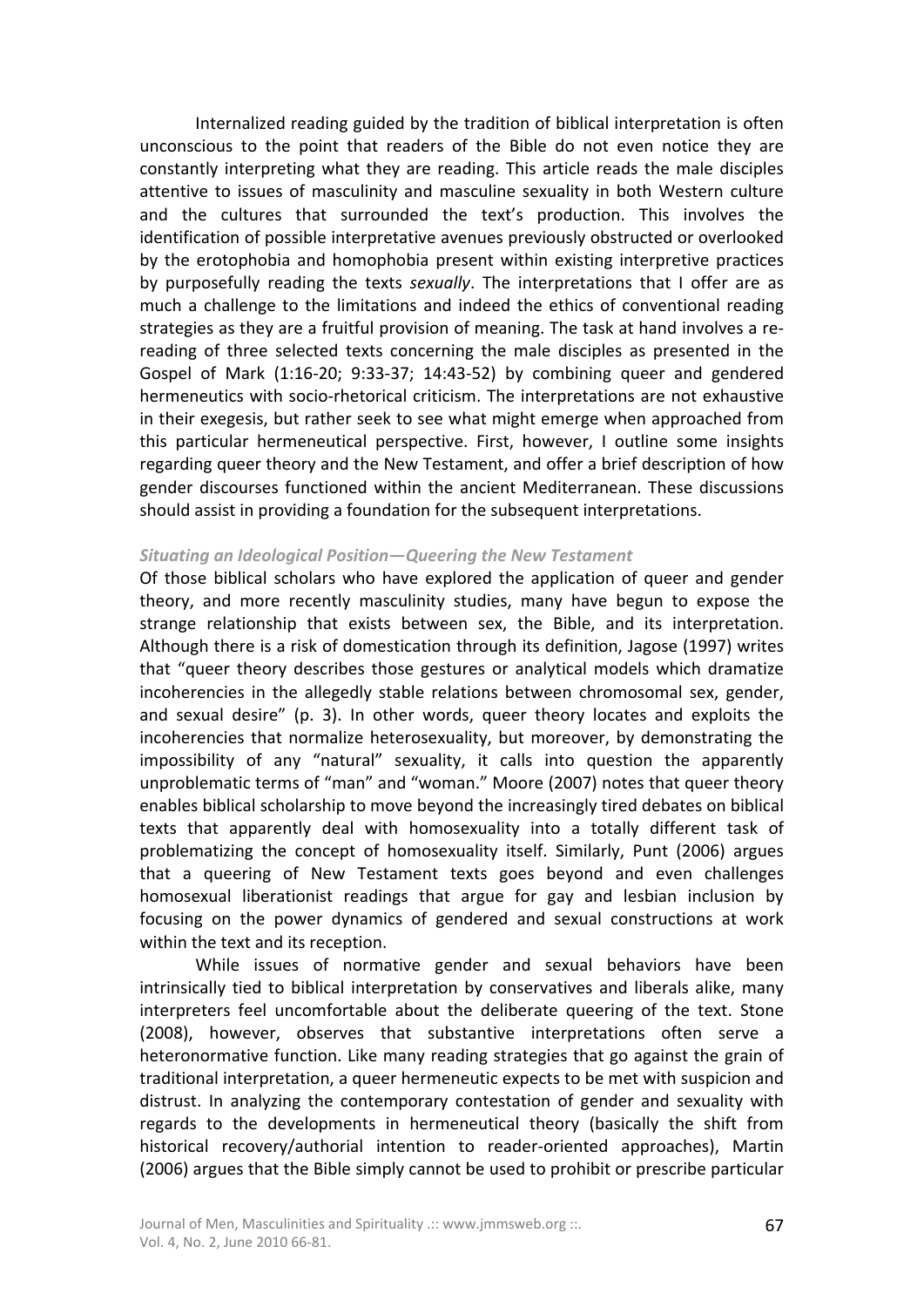Internalized reading guided by the tradition of biblical interpretation is often unconscious to the point that readers of the Bible do not even notice they are constantly interpreting what they are reading. This article reads the male disciples attentive to issues of masculinity and masculine sexuality in both Western culture and the cultures that surrounded the text's production. This involves the identification of possible interpretative avenues previously obstructed or overlooked by the erotophobia and homophobia present within existing interpretive practices by purposefully reading the texts *sexually*. The interpretations that I offer are as much a challenge to the limitations and indeed the ethics of conventional reading strategies as they are a fruitful provision of meaning. The task at hand involves a re-reading of three selected texts concerning the male disciples as presented in the Gospel of Mark (1:16-20; 9:33-37; 14:43-52) by combining queer and gendered hermeneutics with socio-rhetorical criticism. The interpretations are not exhaustive in their exegesis, but rather seek to see what might emerge when approached from this particular hermeneutical perspective. First, however, I outline some insights regarding queer theory and the New Testament, and offer a brief description of how gender discourses functioned within the ancient Mediterranean. These discussions should assist in providing a foundation for the subsequent interpretations.

### *Situating an Ideological Position—Queering the New Testament*

Of those biblical scholars who have explored the application of queer and gender theory, and more recently masculinity studies, many have begun to expose the strange relationship that exists between sex, the Bible, and its interpretation. Although there is a risk of domestication through its definition, Jagose (1997) writes that "queer theory describes those gestures or analytical models which dramatize incoherencies in the allegedly stable relations between chromosomal sex, gender, and sexual desire" (p. 3). In other words, queer theory locates and exploits the incoherencies that normalize heterosexuality, but moreover, by demonstrating the impossibility of any "natural" sexuality, it calls into question the apparently unproblematic terms of "man" and "woman." Moore (2007) notes that queer theory enables biblical scholarship to move beyond the increasingly tired debates on biblical texts that apparently deal with homosexuality into a totally different task of problematizing the concept of homosexuality itself. Similarly, Punt (2006) argues that a queering of New Testament texts goes beyond and even challenges homosexual liberationist readings that argue for gay and lesbian inclusion by focusing on the power dynamics of gendered and sexual constructions at work within the text and its reception.

While issues of normative gender and sexual behaviors have been intrinsically tied to biblical interpretation by conservatives and liberals alike, many interpreters feel uncomfortable about the deliberate queering of the text. Stone (2008), however, observes that substantive interpretations often serve a heteronormative function. Like many reading strategies that go against the grain of traditional interpretation, a queer hermeneutic expects to be met with suspicion and distrust. In analyzing the contemporary contestation of gender and sexuality with regards to the developments in hermeneutical theory (basically the shift from historical recovery/authorial intention to reader-oriented approaches), Martin (2006) argues that the Bible simply cannot be used to prohibit or prescribe particular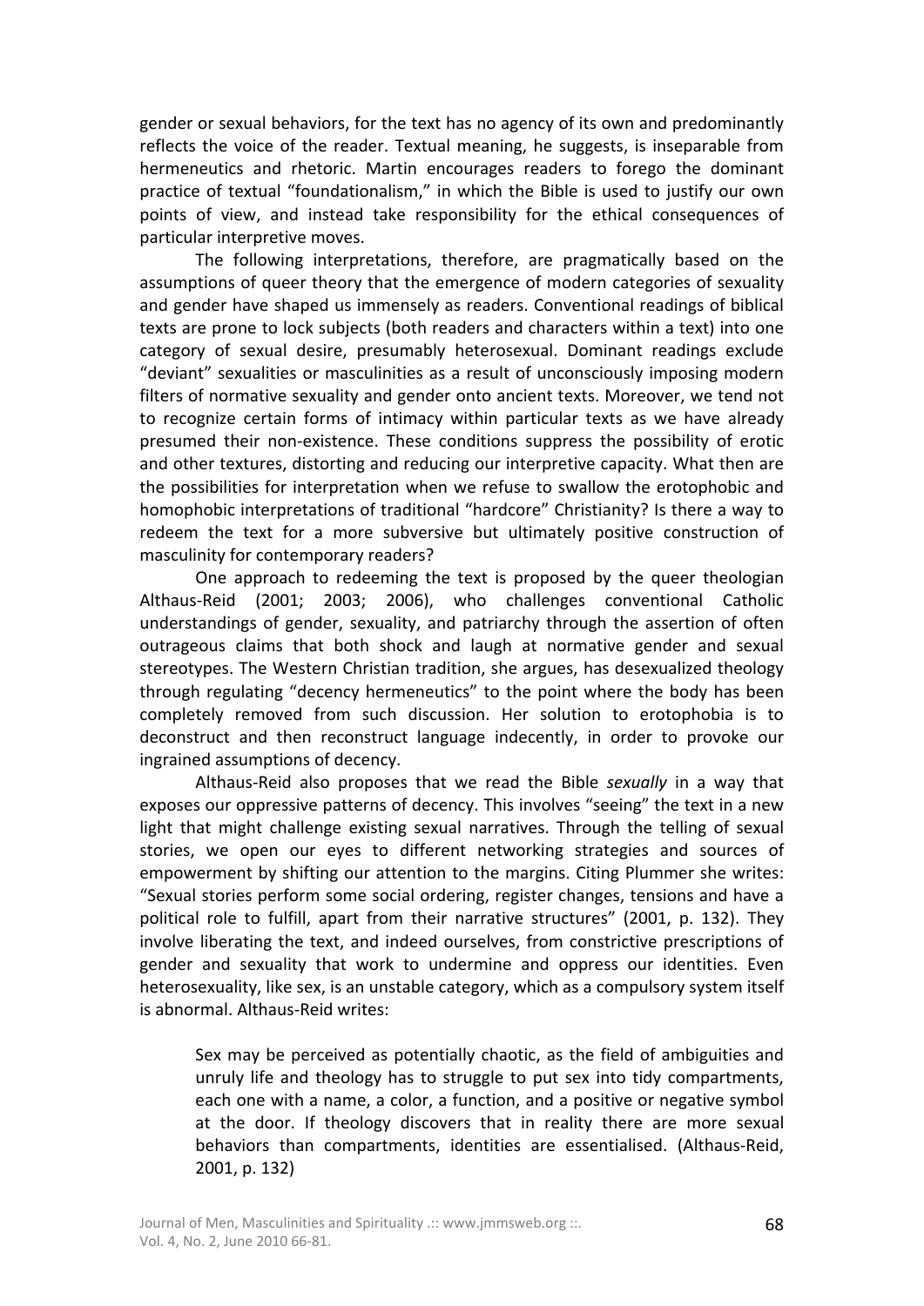gender or sexual behaviors, for the text has no agency of its own and predominantly reflects the voice of the reader. Textual meaning, he suggests, is inseparable from hermeneutics and rhetoric. Martin encourages readers to forego the dominant practice of textual "foundationalism," in which the Bible is used to justify our own points of view, and instead take responsibility for the ethical consequences of particular interpretive moves.

The following interpretations, therefore, are pragmatically based on the assumptions of queer theory that the emergence of modern categories of sexuality and gender have shaped us immensely as readers. Conventional readings of biblical texts are prone to lock subjects (both readers and characters within a text) into one category of sexual desire, presumably heterosexual. Dominant readings exclude "deviant" sexualities or masculinities as a result of unconsciously imposing modern filters of normative sexuality and gender onto ancient texts. Moreover, we tend not to recognize certain forms of intimacy within particular texts as we have already presumed their non-existence. These conditions suppress the possibility of erotic and other textures, distorting and reducing our interpretive capacity. What then are the possibilities for interpretation when we refuse to swallow the erotophobic and homophobic interpretations of traditional "hardcore" Christianity? Is there a way to redeem the text for a more subversive but ultimately positive construction of masculinity for contemporary readers?

One approach to redeeming the text is proposed by the queer theologian Althaus-Reid (2001; 2003; 2006), who challenges conventional Catholic understandings of gender, sexuality, and patriarchy through the assertion of often outrageous claims that both shock and laugh at normative gender and sexual stereotypes. The Western Christian tradition, she argues, has desexualized theology through regulating "decency hermeneutics" to the point where the body has been completely removed from such discussion. Her solution to erotophobia is to deconstruct and then reconstruct language indecently, in order to provoke our ingrained assumptions of decency.

Althaus-Reid also proposes that we read the Bible *sexually* in a way that exposes our oppressive patterns of decency. This involves "seeing" the text in a new light that might challenge existing sexual narratives. Through the telling of sexual stories, we open our eyes to different networking strategies and sources of empowerment by shifting our attention to the margins. Citing Plummer she writes: "Sexual stories perform some social ordering, register changes, tensions and have a political role to fulfill, apart from their narrative structures" (2001, p. 132). They involve liberating the text, and indeed ourselves, from constrictive prescriptions of gender and sexuality that work to undermine and oppress our identities. Even heterosexuality, like sex, is an unstable category, which as a compulsory system itself is abnormal. Althaus-Reid writes:

> Sex may be perceived as potentially chaotic, as the field of ambiguities and unruly life and theology has to struggle to put sex into tidy compartments, each one with a name, a color, a function, and a positive or negative symbol at the door. If theology discovers that in reality there are more sexual behaviors than compartments, identities are essentialised. (Althaus-Reid, 2001, p. 132)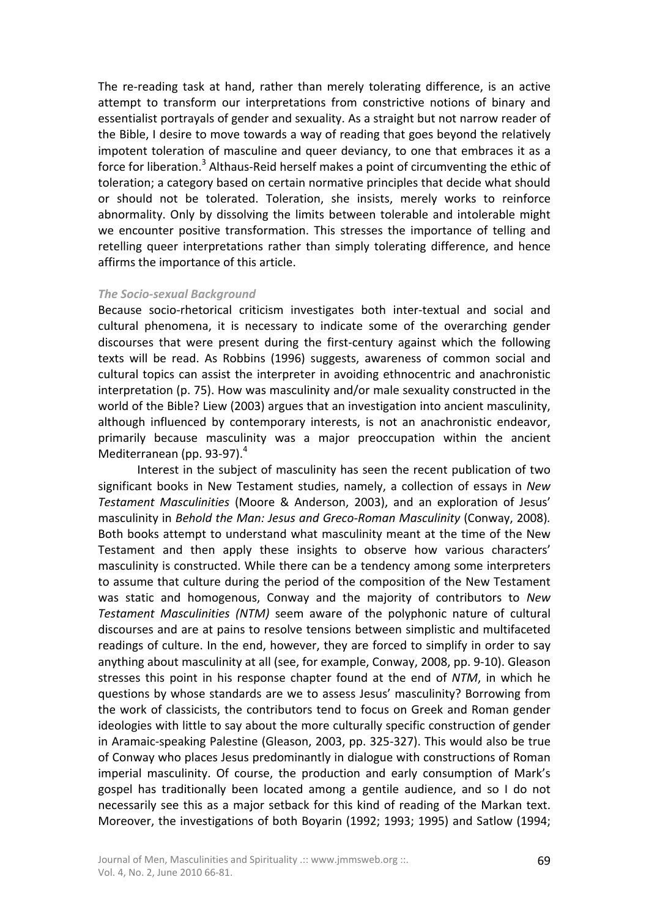The re-reading task at hand, rather than merely tolerating difference, is an active attempt to transform our interpretations from constrictive notions of binary and essentialist portrayals of gender and sexuality. As a straight but not narrow reader of the Bible, I desire to move towards a way of reading that goes beyond the relatively impotent toleration of masculine and queer deviancy, to one that embraces it as a force for liberation.[3] Althaus-Reid herself makes a point of circumventing the ethic of toleration; a category based on certain normative principles that decide what should or should not be tolerated. Toleration, she insists, merely works to reinforce abnormality. Only by dissolving the limits between tolerable and intolerable might we encounter positive transformation. This stresses the importance of telling and retelling queer interpretations rather than simply tolerating difference, and hence affirms the importance of this article.

### *The Socio-sexual Background*

Because socio-rhetorical criticism investigates both inter-textual and social and cultural phenomena, it is necessary to indicate some of the overarching gender discourses that were present during the first-century against which the following texts will be read. As Robbins (1996) suggests, awareness of common social and cultural topics can assist the interpreter in avoiding ethnocentric and anachronistic interpretation (p. 75). How was masculinity and/or male sexuality constructed in the world of the Bible? Liew (2003) argues that an investigation into ancient masculinity, although influenced by contemporary interests, is not an anachronistic endeavor, primarily because masculinity was a major preoccupation within the ancient Mediterranean (pp. 93-97).[4]

Interest in the subject of masculinity has seen the recent publication of two significant books in New Testament studies, namely, a collection of essays in *New Testament Masculinities* (Moore & Anderson, 2003), and an exploration of Jesus' masculinity in *Behold the Man: Jesus and Greco-Roman Masculinity* (Conway, 2008). Both books attempt to understand what masculinity meant at the time of the New Testament and then apply these insights to observe how various characters' masculinity is constructed. While there can be a tendency among some interpreters to assume that culture during the period of the composition of the New Testament was static and homogenous, Conway and the majority of contributors to *New Testament Masculinities (NTM)* seem aware of the polyphonic nature of cultural discourses and are at pains to resolve tensions between simplistic and multifaceted readings of culture. In the end, however, they are forced to simplify in order to say anything about masculinity at all (see, for example, Conway, 2008, pp. 9-10). Gleason stresses this point in his response chapter found at the end of *NTM*, in which he questions by whose standards are we to assess Jesus' masculinity? Borrowing from the work of classicists, the contributors tend to focus on Greek and Roman gender ideologies with little to say about the more culturally specific construction of gender in Aramaic-speaking Palestine (Gleason, 2003, pp. 325-327). This would also be true of Conway who places Jesus predominantly in dialogue with constructions of Roman imperial masculinity. Of course, the production and early consumption of Mark's gospel has traditionally been located among a gentile audience, and so I do not necessarily see this as a major setback for this kind of reading of the Markan text. Moreover, the investigations of both Boyarin (1992; 1993; 1995) and Satlow (1994;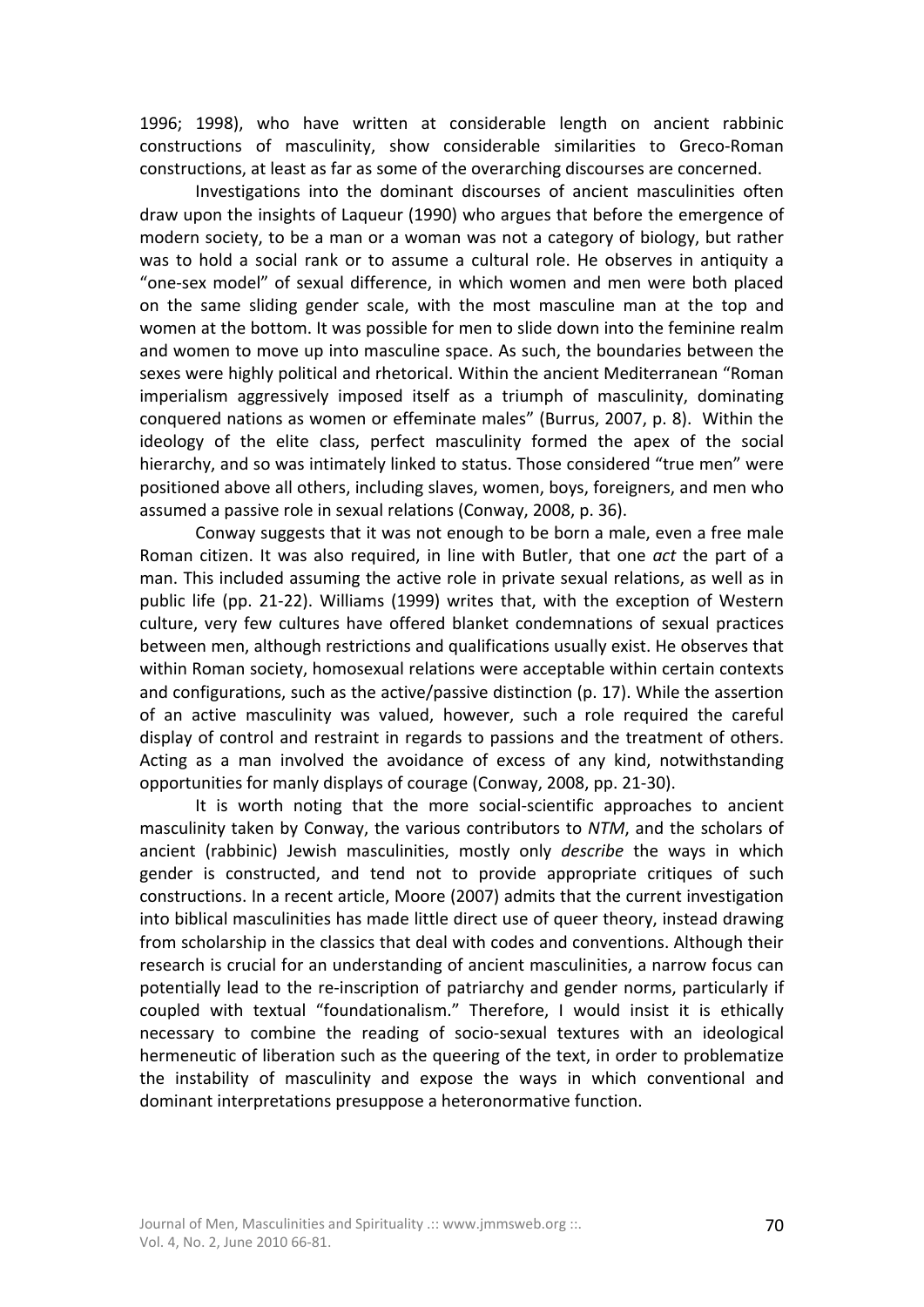1996; 1998), who have written at considerable length on ancient rabbinic constructions of masculinity, show considerable similarities to Greco-Roman constructions, at least as far as some of the overarching discourses are concerned.

Investigations into the dominant discourses of ancient masculinities often draw upon the insights of Laqueur (1990) who argues that before the emergence of modern society, to be a man or a woman was not a category of biology, but rather was to hold a social rank or to assume a cultural role. He observes in antiquity a "one-sex model" of sexual difference, in which women and men were both placed on the same sliding gender scale, with the most masculine man at the top and women at the bottom. It was possible for men to slide down into the feminine realm and women to move up into masculine space. As such, the boundaries between the sexes were highly political and rhetorical. Within the ancient Mediterranean "Roman imperialism aggressively imposed itself as a triumph of masculinity, dominating conquered nations as women or effeminate males" (Burrus, 2007, p. 8). Within the ideology of the elite class, perfect masculinity formed the apex of the social hierarchy, and so was intimately linked to status. Those considered "true men" were positioned above all others, including slaves, women, boys, foreigners, and men who assumed a passive role in sexual relations (Conway, 2008, p. 36).

Conway suggests that it was not enough to be born a male, even a free male Roman citizen. It was also required, in line with Butler, that one *act* the part of a man. This included assuming the active role in private sexual relations, as well as in public life (pp. 21-22). Williams (1999) writes that, with the exception of Western culture, very few cultures have offered blanket condemnations of sexual practices between men, although restrictions and qualifications usually exist. He observes that within Roman society, homosexual relations were acceptable within certain contexts and configurations, such as the active/passive distinction (p. 17). While the assertion of an active masculinity was valued, however, such a role required the careful display of control and restraint in regards to passions and the treatment of others. Acting as a man involved the avoidance of excess of any kind, notwithstanding opportunities for manly displays of courage (Conway, 2008, pp. 21-30).

It is worth noting that the more social-scientific approaches to ancient masculinity taken by Conway, the various contributors to *NTM*, and the scholars of ancient (rabbinic) Jewish masculinities, mostly only *describe* the ways in which gender is constructed, and tend not to provide appropriate critiques of such constructions. In a recent article, Moore (2007) admits that the current investigation into biblical masculinities has made little direct use of queer theory, instead drawing from scholarship in the classics that deal with codes and conventions. Although their research is crucial for an understanding of ancient masculinities, a narrow focus can potentially lead to the re-inscription of patriarchy and gender norms, particularly if coupled with textual "foundationalism." Therefore, I would insist it is ethically necessary to combine the reading of socio-sexual textures with an ideological hermeneutic of liberation such as the queering of the text, in order to problematize the instability of masculinity and expose the ways in which conventional and dominant interpretations presuppose a heteronormative function.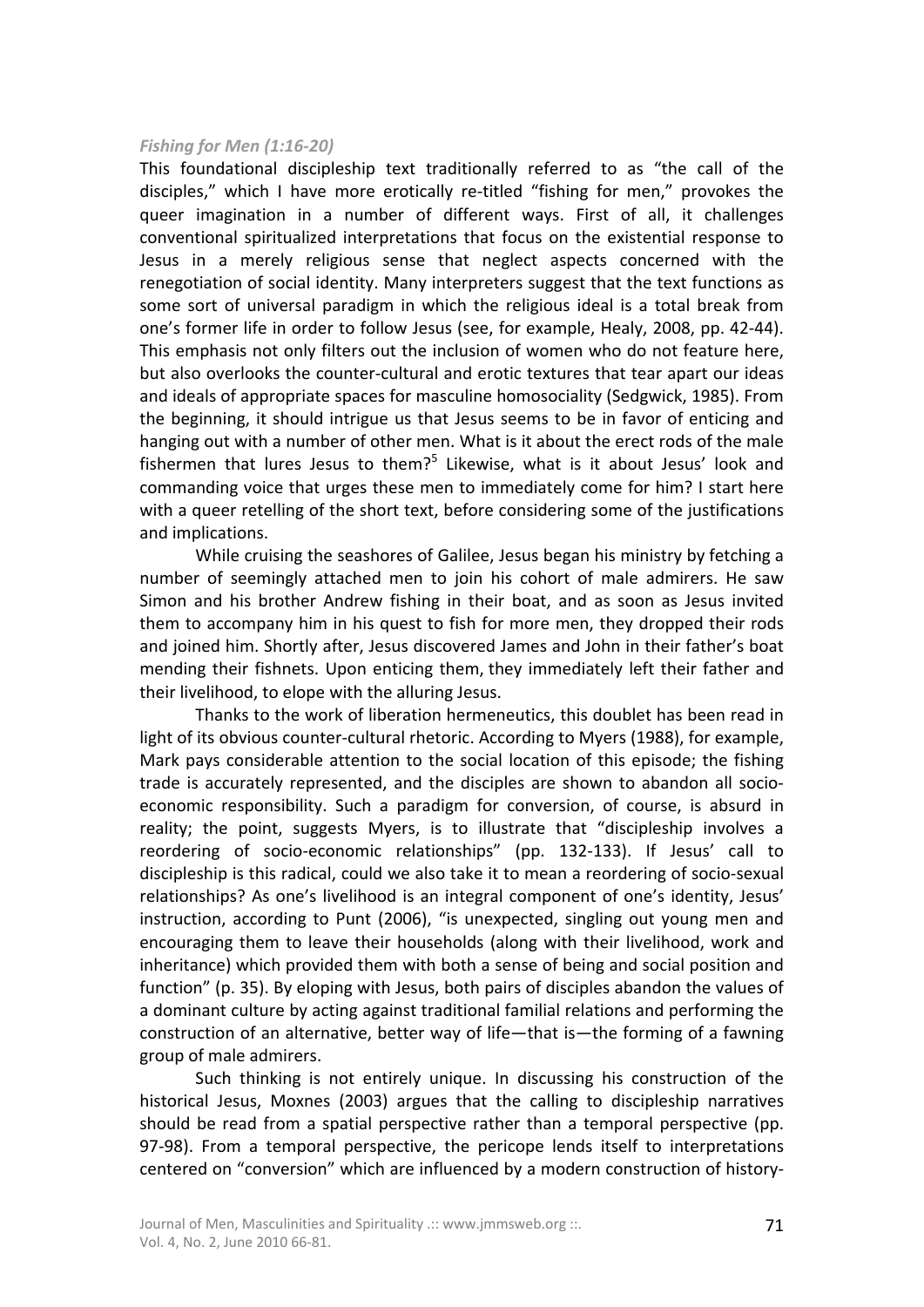### *Fishing for Men (1:16-20)*

This foundational discipleship text traditionally referred to as "the call of the disciples," which I have more erotically re-titled "fishing for men," provokes the queer imagination in a number of different ways. First of all, it challenges conventional spiritualized interpretations that focus on the existential response to Jesus in a merely religious sense that neglect aspects concerned with the renegotiation of social identity. Many interpreters suggest that the text functions as some sort of universal paradigm in which the religious ideal is a total break from one's former life in order to follow Jesus (see, for example, Healy, 2008, pp. 42-44). This emphasis not only filters out the inclusion of women who do not feature here, but also overlooks the counter-cultural and erotic textures that tear apart our ideas and ideals of appropriate spaces for masculine homosociality (Sedgwick, 1985). From the beginning, it should intrigue us that Jesus seems to be in favor of enticing and hanging out with a number of other men. What is it about the erect rods of the male fishermen that lures Jesus to them?[5] Likewise, what is it about Jesus' look and commanding voice that urges these men to immediately come for him? I start here with a queer retelling of the short text, before considering some of the justifications and implications.

While cruising the seashores of Galilee, Jesus began his ministry by fetching a number of seemingly attached men to join his cohort of male admirers. He saw Simon and his brother Andrew fishing in their boat, and as soon as Jesus invited them to accompany him in his quest to fish for more men, they dropped their rods and joined him. Shortly after, Jesus discovered James and John in their father's boat mending their fishnets. Upon enticing them, they immediately left their father and their livelihood, to elope with the alluring Jesus.

Thanks to the work of liberation hermeneutics, this doublet has been read in light of its obvious counter-cultural rhetoric. According to Myers (1988), for example, Mark pays considerable attention to the social location of this episode; the fishing trade is accurately represented, and the disciples are shown to abandon all socio-economic responsibility. Such a paradigm for conversion, of course, is absurd in reality; the point, suggests Myers, is to illustrate that "discipleship involves a reordering of socio-economic relationships" (pp. 132-133). If Jesus' call to discipleship is this radical, could we also take it to mean a reordering of socio-sexual relationships? As one's livelihood is an integral component of one's identity, Jesus' instruction, according to Punt (2006), "is unexpected, singling out young men and encouraging them to leave their households (along with their livelihood, work and inheritance) which provided them with both a sense of being and social position and function" (p. 35). By eloping with Jesus, both pairs of disciples abandon the values of a dominant culture by acting against traditional familial relations and performing the construction of an alternative, better way of life—that is—the forming of a fawning group of male admirers.

Such thinking is not entirely unique. In discussing his construction of the historical Jesus, Moxnes (2003) argues that the calling to discipleship narratives should be read from a spatial perspective rather than a temporal perspective (pp. 97-98). From a temporal perspective, the pericope lends itself to interpretations centered on "conversion" which are influenced by a modern construction of history-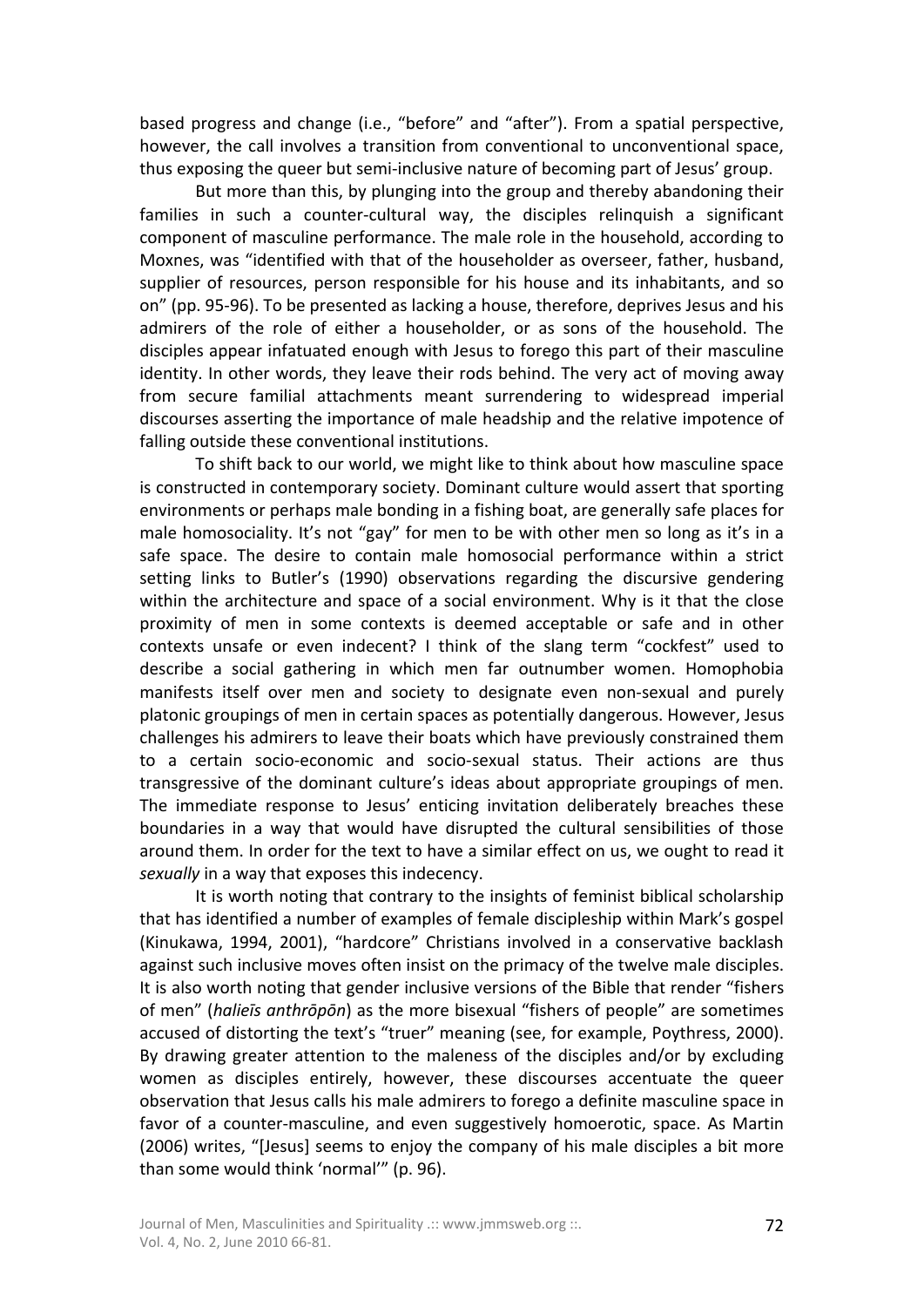based progress and change (i.e., "before" and "after"). From a spatial perspective, however, the call involves a transition from conventional to unconventional space, thus exposing the queer but semi-inclusive nature of becoming part of Jesus' group.

But more than this, by plunging into the group and thereby abandoning their families in such a counter-cultural way, the disciples relinquish a significant component of masculine performance. The male role in the household, according to Moxnes, was "identified with that of the householder as overseer, father, husband, supplier of resources, person responsible for his house and its inhabitants, and so on" (pp. 95-96). To be presented as lacking a house, therefore, deprives Jesus and his admirers of the role of either a householder, or as sons of the household. The disciples appear infatuated enough with Jesus to forego this part of their masculine identity. In other words, they leave their rods behind. The very act of moving away from secure familial attachments meant surrendering to widespread imperial discourses asserting the importance of male headship and the relative impotence of falling outside these conventional institutions.

To shift back to our world, we might like to think about how masculine space is constructed in contemporary society. Dominant culture would assert that sporting environments or perhaps male bonding in a fishing boat, are generally safe places for male homosociality. It's not "gay" for men to be with other men so long as it's in a safe space. The desire to contain male homosocial performance within a strict setting links to Butler's (1990) observations regarding the discursive gendering within the architecture and space of a social environment. Why is it that the close proximity of men in some contexts is deemed acceptable or safe and in other contexts unsafe or even indecent? I think of the slang term "cockfest" used to describe a social gathering in which men far outnumber women. Homophobia manifests itself over men and society to designate even non-sexual and purely platonic groupings of men in certain spaces as potentially dangerous. However, Jesus challenges his admirers to leave their boats which have previously constrained them to a certain socio-economic and socio-sexual status. Their actions are thus transgressive of the dominant culture's ideas about appropriate groupings of men. The immediate response to Jesus' enticing invitation deliberately breaches these boundaries in a way that would have disrupted the cultural sensibilities of those around them. In order for the text to have a similar effect on us, we ought to read it *sexually* in a way that exposes this indecency.

It is worth noting that contrary to the insights of feminist biblical scholarship that has identified a number of examples of female discipleship within Mark's gospel (Kinukawa, 1994, 2001), "hardcore" Christians involved in a conservative backlash against such inclusive moves often insist on the primacy of the twelve male disciples. It is also worth noting that gender inclusive versions of the Bible that render "fishers of men" (*halieīs anthrōpōn*) as the more bisexual "fishers of people" are sometimes accused of distorting the text's "truer" meaning (see, for example, Poythress, 2000). By drawing greater attention to the maleness of the disciples and/or by excluding women as disciples entirely, however, these discourses accentuate the queer observation that Jesus calls his male admirers to forego a definite masculine space in favor of a counter-masculine, and even suggestively homoerotic, space. As Martin (2006) writes, "[Jesus] seems to enjoy the company of his male disciples a bit more than some would think 'normal'" (p. 96).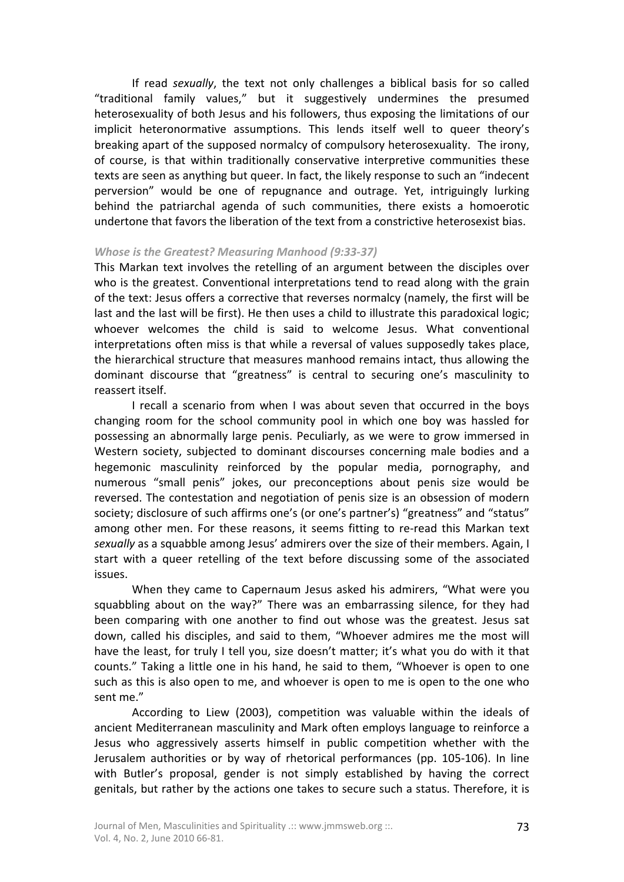If read *sexually*, the text not only challenges a biblical basis for so called "traditional family values," but it suggestively undermines the presumed heterosexuality of both Jesus and his followers, thus exposing the limitations of our implicit heteronormative assumptions. This lends itself well to queer theory's breaking apart of the supposed normalcy of compulsory heterosexuality. The irony, of course, is that within traditionally conservative interpretive communities these texts are seen as anything but queer. In fact, the likely response to such an "indecent perversion" would be one of repugnance and outrage. Yet, intriguingly lurking behind the patriarchal agenda of such communities, there exists a homoerotic undertone that favors the liberation of the text from a constrictive heterosexist bias.

### *Whose is the Greatest? Measuring Manhood (9:33-37)*

This Markan text involves the retelling of an argument between the disciples over who is the greatest. Conventional interpretations tend to read along with the grain of the text: Jesus offers a corrective that reverses normalcy (namely, the first will be last and the last will be first). He then uses a child to illustrate this paradoxical logic; whoever welcomes the child is said to welcome Jesus. What conventional interpretations often miss is that while a reversal of values supposedly takes place, the hierarchical structure that measures manhood remains intact, thus allowing the dominant discourse that "greatness" is central to securing one's masculinity to reassert itself.

I recall a scenario from when I was about seven that occurred in the boys changing room for the school community pool in which one boy was hassled for possessing an abnormally large penis. Peculiarly, as we were to grow immersed in Western society, subjected to dominant discourses concerning male bodies and a hegemonic masculinity reinforced by the popular media, pornography, and numerous "small penis" jokes, our preconceptions about penis size would be reversed. The contestation and negotiation of penis size is an obsession of modern society; disclosure of such affirms one's (or one's partner's) "greatness" and "status" among other men. For these reasons, it seems fitting to re-read this Markan text *sexually* as a squabble among Jesus' admirers over the size of their members. Again, I start with a queer retelling of the text before discussing some of the associated issues.

When they came to Capernaum Jesus asked his admirers, "What were you squabbling about on the way?" There was an embarrassing silence, for they had been comparing with one another to find out whose was the greatest. Jesus sat down, called his disciples, and said to them, "Whoever admires me the most will have the least, for truly I tell you, size doesn't matter; it's what you do with it that counts." Taking a little one in his hand, he said to them, "Whoever is open to one such as this is also open to me, and whoever is open to me is open to the one who sent me."

According to Liew (2003), competition was valuable within the ideals of ancient Mediterranean masculinity and Mark often employs language to reinforce a Jesus who aggressively asserts himself in public competition whether with the Jerusalem authorities or by way of rhetorical performances (pp. 105-106). In line with Butler's proposal, gender is not simply established by having the correct genitals, but rather by the actions one takes to secure such a status. Therefore, it is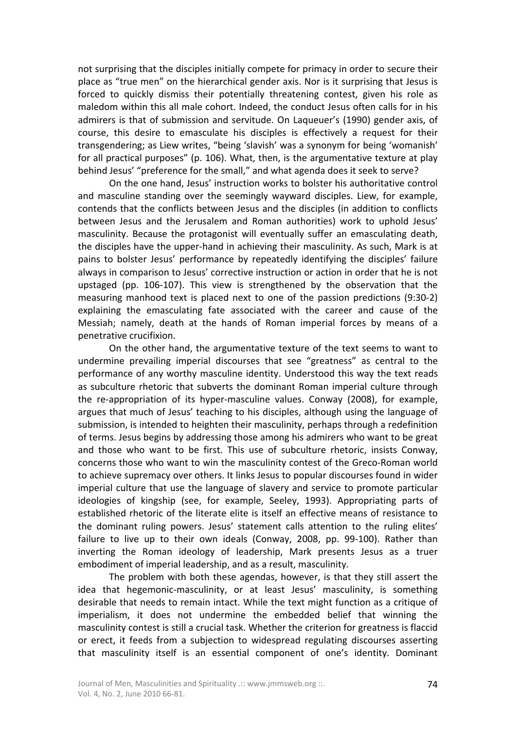not surprising that the disciples initially compete for primacy in order to secure their place as "true men" on the hierarchical gender axis. Nor is it surprising that Jesus is forced to quickly dismiss their potentially threatening contest, given his role as maledom within this all male cohort. Indeed, the conduct Jesus often calls for in his admirers is that of submission and servitude. On Laqueuer's (1990) gender axis, of course, this desire to emasculate his disciples is effectively a request for their transgendering; as Liew writes, "being 'slavish' was a synonym for being 'womanish' for all practical purposes" (p. 106). What, then, is the argumentative texture at play behind Jesus' "preference for the small," and what agenda does it seek to serve?

On the one hand, Jesus' instruction works to bolster his authoritative control and masculine standing over the seemingly wayward disciples. Liew, for example, contends that the conflicts between Jesus and the disciples (in addition to conflicts between Jesus and the Jerusalem and Roman authorities) work to uphold Jesus' masculinity. Because the protagonist will eventually suffer an emasculating death, the disciples have the upper-hand in achieving their masculinity. As such, Mark is at pains to bolster Jesus' performance by repeatedly identifying the disciples' failure always in comparison to Jesus' corrective instruction or action in order that he is not upstaged (pp. 106-107). This view is strengthened by the observation that the measuring manhood text is placed next to one of the passion predictions (9:30-2) explaining the emasculating fate associated with the career and cause of the Messiah; namely, death at the hands of Roman imperial forces by means of a penetrative crucifixion.

On the other hand, the argumentative texture of the text seems to want to undermine prevailing imperial discourses that see "greatness" as central to the performance of any worthy masculine identity. Understood this way the text reads as subculture rhetoric that subverts the dominant Roman imperial culture through the re-appropriation of its hyper-masculine values. Conway (2008), for example, argues that much of Jesus' teaching to his disciples, although using the language of submission, is intended to heighten their masculinity, perhaps through a redefinition of terms. Jesus begins by addressing those among his admirers who want to be great and those who want to be first. This use of subculture rhetoric, insists Conway, concerns those who want to win the masculinity contest of the Greco-Roman world to achieve supremacy over others. It links Jesus to popular discourses found in wider imperial culture that use the language of slavery and service to promote particular ideologies of kingship (see, for example, Seeley, 1993). Appropriating parts of established rhetoric of the literate elite is itself an effective means of resistance to the dominant ruling powers. Jesus' statement calls attention to the ruling elites' failure to live up to their own ideals (Conway, 2008, pp. 99-100). Rather than inverting the Roman ideology of leadership, Mark presents Jesus as a truer embodiment of imperial leadership, and as a result, masculinity.

The problem with both these agendas, however, is that they still assert the idea that hegemonic-masculinity, or at least Jesus' masculinity, is something desirable that needs to remain intact. While the text might function as a critique of imperialism, it does not undermine the embedded belief that winning the masculinity contest is still a crucial task. Whether the criterion for greatness is flaccid or erect, it feeds from a subjection to widespread regulating discourses asserting that masculinity itself is an essential component of one's identity. Dominant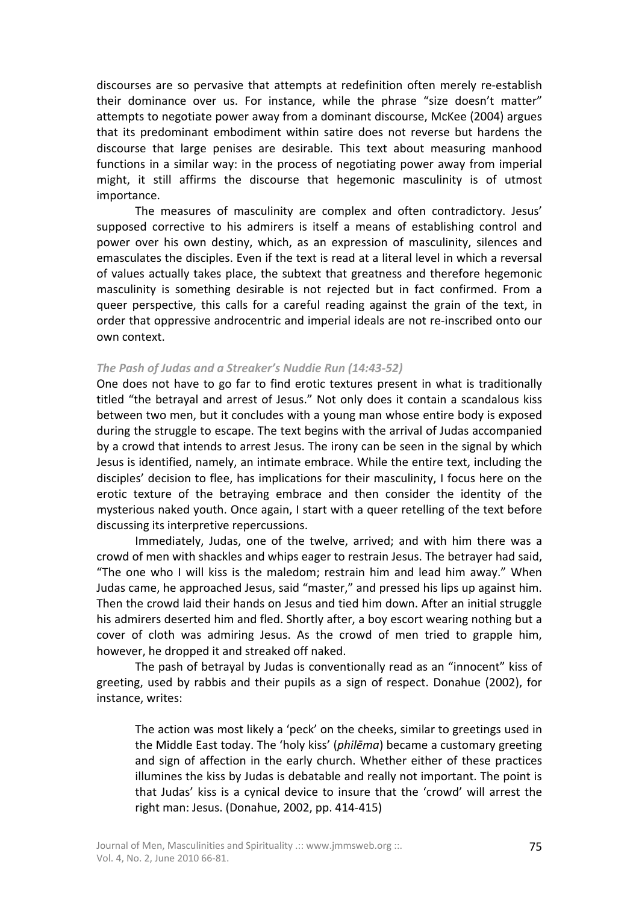discourses are so pervasive that attempts at redefinition often merely re-establish their dominance over us. For instance, while the phrase "size doesn't matter" attempts to negotiate power away from a dominant discourse, McKee (2004) argues that its predominant embodiment within satire does not reverse but hardens the discourse that large penises are desirable. This text about measuring manhood functions in a similar way: in the process of negotiating power away from imperial might, it still affirms the discourse that hegemonic masculinity is of utmost importance.

The measures of masculinity are complex and often contradictory. Jesus' supposed corrective to his admirers is itself a means of establishing control and power over his own destiny, which, as an expression of masculinity, silences and emasculates the disciples. Even if the text is read at a literal level in which a reversal of values actually takes place, the subtext that greatness and therefore hegemonic masculinity is something desirable is not rejected but in fact confirmed. From a queer perspective, this calls for a careful reading against the grain of the text, in order that oppressive androcentric and imperial ideals are not re-inscribed onto our own context.

### *The Pash of Judas and a Streaker's Nuddie Run (14:43-52)*

One does not have to go far to find erotic textures present in what is traditionally titled "the betrayal and arrest of Jesus." Not only does it contain a scandalous kiss between two men, but it concludes with a young man whose entire body is exposed during the struggle to escape. The text begins with the arrival of Judas accompanied by a crowd that intends to arrest Jesus. The irony can be seen in the signal by which Jesus is identified, namely, an intimate embrace. While the entire text, including the disciples' decision to flee, has implications for their masculinity, I focus here on the erotic texture of the betraying embrace and then consider the identity of the mysterious naked youth. Once again, I start with a queer retelling of the text before discussing its interpretive repercussions.

Immediately, Judas, one of the twelve, arrived; and with him there was a crowd of men with shackles and whips eager to restrain Jesus. The betrayer had said, "The one who I will kiss is the maledom; restrain him and lead him away." When Judas came, he approached Jesus, said "master," and pressed his lips up against him. Then the crowd laid their hands on Jesus and tied him down. After an initial struggle his admirers deserted him and fled. Shortly after, a boy escort wearing nothing but a cover of cloth was admiring Jesus. As the crowd of men tried to grapple him, however, he dropped it and streaked off naked.

The pash of betrayal by Judas is conventionally read as an "innocent" kiss of greeting, used by rabbis and their pupils as a sign of respect. Donahue (2002), for instance, writes:

> The action was most likely a 'peck' on the cheeks, similar to greetings used in the Middle East today. The 'holy kiss' (*philēma*) became a customary greeting and sign of affection in the early church. Whether either of these practices illumines the kiss by Judas is debatable and really not important. The point is that Judas' kiss is a cynical device to insure that the 'crowd' will arrest the right man: Jesus. (Donahue, 2002, pp. 414-415)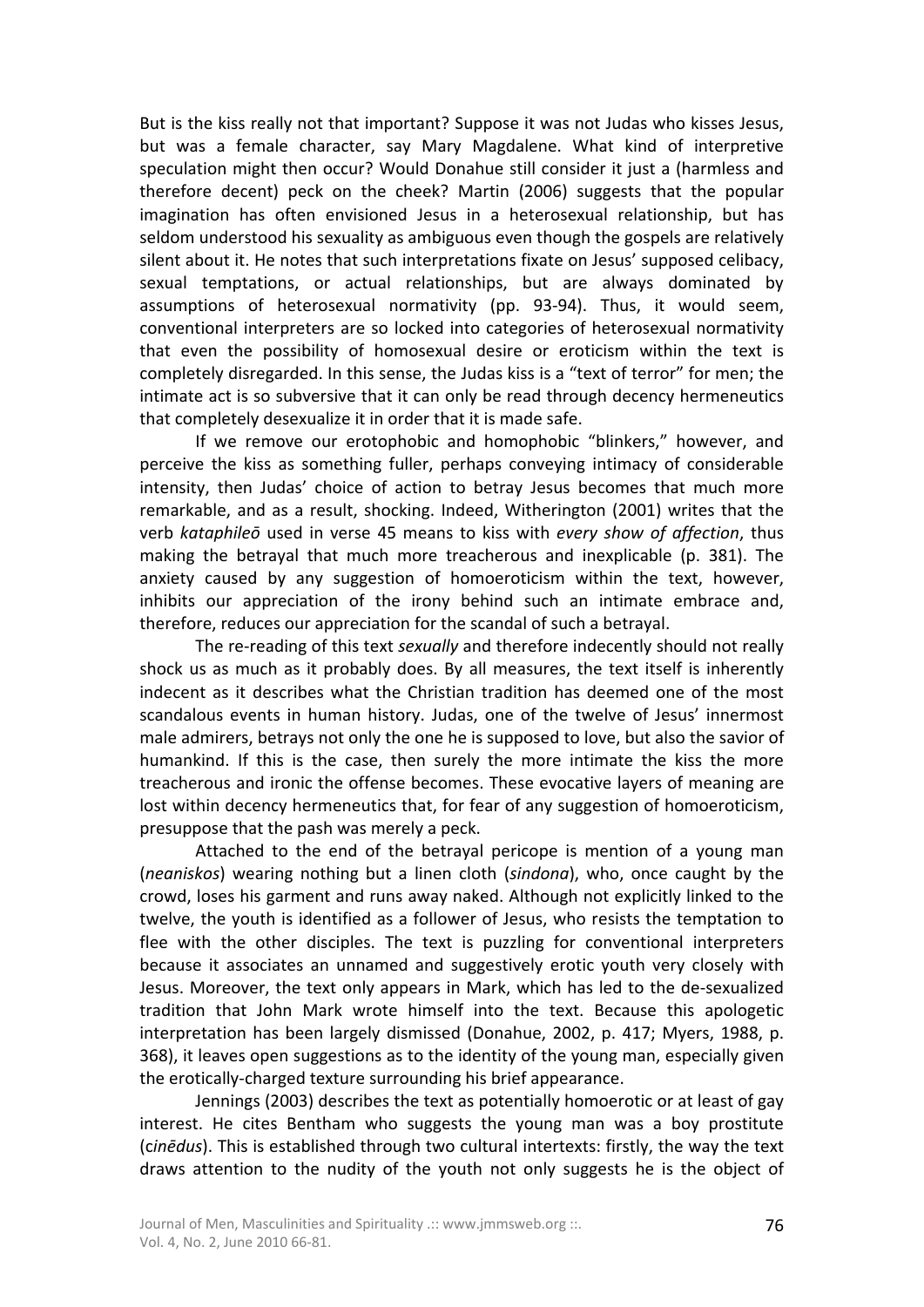But is the kiss really not that important? Suppose it was not Judas who kisses Jesus, but was a female character, say Mary Magdalene. What kind of interpretive speculation might then occur? Would Donahue still consider it just a (harmless and therefore decent) peck on the cheek? Martin (2006) suggests that the popular imagination has often envisioned Jesus in a heterosexual relationship, but has seldom understood his sexuality as ambiguous even though the gospels are relatively silent about it. He notes that such interpretations fixate on Jesus' supposed celibacy, sexual temptations, or actual relationships, but are always dominated by assumptions of heterosexual normativity (pp. 93-94). Thus, it would seem, conventional interpreters are so locked into categories of heterosexual normativity that even the possibility of homosexual desire or eroticism within the text is completely disregarded. In this sense, the Judas kiss is a "text of terror" for men; the intimate act is so subversive that it can only be read through decency hermeneutics that completely desexualize it in order that it is made safe.

If we remove our erotophobic and homophobic "blinkers," however, and perceive the kiss as something fuller, perhaps conveying intimacy of considerable intensity, then Judas' choice of action to betray Jesus becomes that much more remarkable, and as a result, shocking. Indeed, Witherington (2001) writes that the verb *kataphileō* used in verse 45 means to kiss with *every show of affection*, thus making the betrayal that much more treacherous and inexplicable (p. 381). The anxiety caused by any suggestion of homoeroticism within the text, however, inhibits our appreciation of the irony behind such an intimate embrace and, therefore, reduces our appreciation for the scandal of such a betrayal.

The re-reading of this text *sexually* and therefore indecently should not really shock us as much as it probably does. By all measures, the text itself is inherently indecent as it describes what the Christian tradition has deemed one of the most scandalous events in human history. Judas, one of the twelve of Jesus' innermost male admirers, betrays not only the one he is supposed to love, but also the savior of humankind. If this is the case, then surely the more intimate the kiss the more treacherous and ironic the offense becomes. These evocative layers of meaning are lost within decency hermeneutics that, for fear of any suggestion of homoeroticism, presuppose that the pash was merely a peck.

Attached to the end of the betrayal pericope is mention of a young man (*neaniskos*) wearing nothing but a linen cloth (*sindona*), who, once caught by the crowd, loses his garment and runs away naked. Although not explicitly linked to the twelve, the youth is identified as a follower of Jesus, who resists the temptation to flee with the other disciples. The text is puzzling for conventional interpreters because it associates an unnamed and suggestively erotic youth very closely with Jesus. Moreover, the text only appears in Mark, which has led to the de-sexualized tradition that John Mark wrote himself into the text. Because this apologetic interpretation has been largely dismissed (Donahue, 2002, p. 417; Myers, 1988, p. 368), it leaves open suggestions as to the identity of the young man, especially given the erotically-charged texture surrounding his brief appearance.

Jennings (2003) describes the text as potentially homoerotic or at least of gay interest. He cites Bentham who suggests the young man was a boy prostitute (c*inēdus*). This is established through two cultural intertexts: firstly, the way the text draws attention to the nudity of the youth not only suggests he is the object of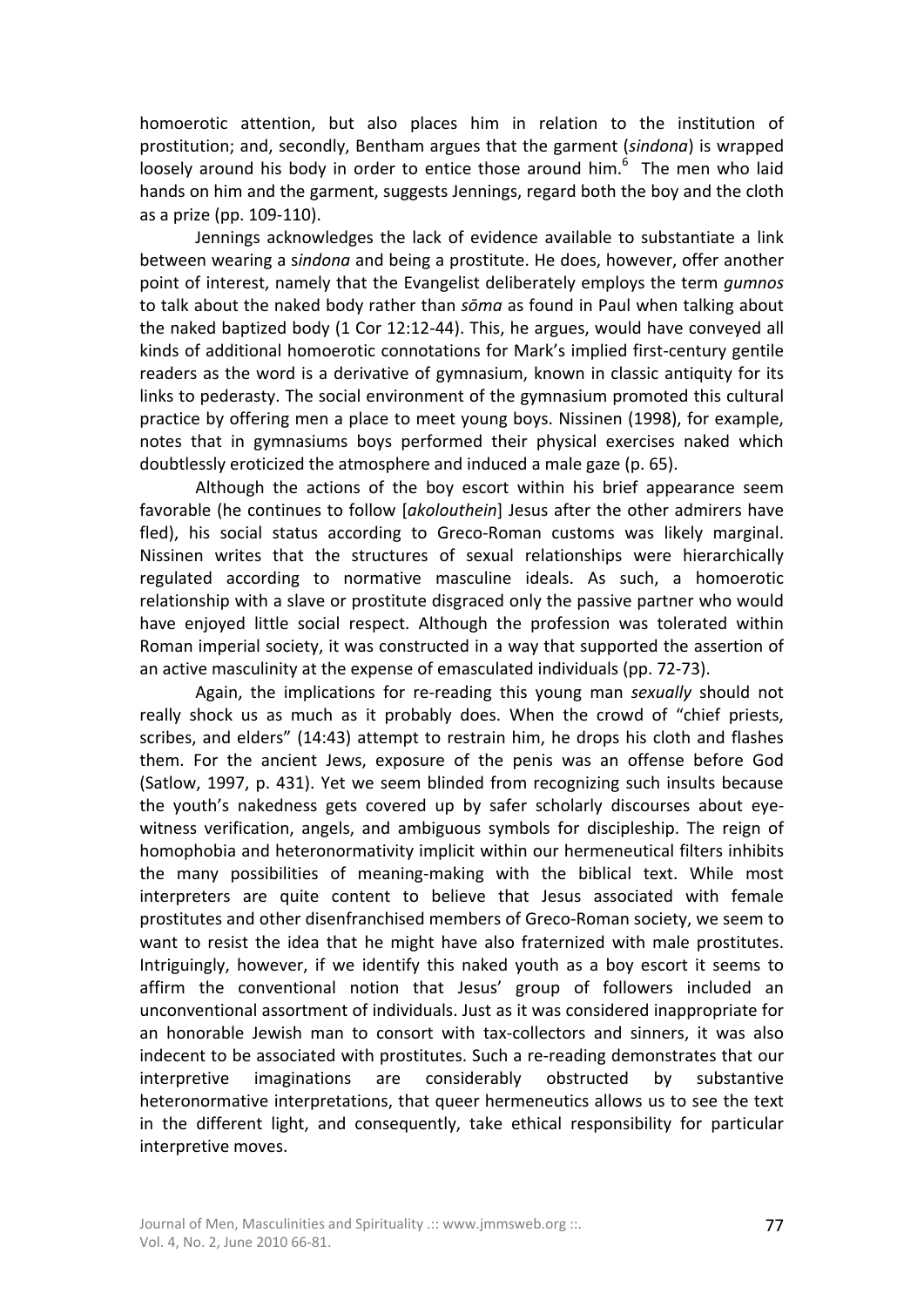homoerotic attention, but also places him in relation to the institution of prostitution; and, secondly, Bentham argues that the garment (*sindona*) is wrapped loosely around his body in order to entice those around him.[6] The men who laid hands on him and the garment, suggests Jennings, regard both the boy and the cloth as a prize (pp. 109-110).

Jennings acknowledges the lack of evidence available to substantiate a link between wearing a s*indona* and being a prostitute. He does, however, offer another point of interest, namely that the Evangelist deliberately employs the term *gumnos* to talk about the naked body rather than *sōma* as found in Paul when talking about the naked baptized body (1 Cor 12:12-44). This, he argues, would have conveyed all kinds of additional homoerotic connotations for Mark's implied first-century gentile readers as the word is a derivative of gymnasium, known in classic antiquity for its links to pederasty. The social environment of the gymnasium promoted this cultural practice by offering men a place to meet young boys. Nissinen (1998), for example, notes that in gymnasiums boys performed their physical exercises naked which doubtlessly eroticized the atmosphere and induced a male gaze (p. 65).

Although the actions of the boy escort within his brief appearance seem favorable (he continues to follow [*akolouthein*] Jesus after the other admirers have fled), his social status according to Greco-Roman customs was likely marginal. Nissinen writes that the structures of sexual relationships were hierarchically regulated according to normative masculine ideals. As such, a homoerotic relationship with a slave or prostitute disgraced only the passive partner who would have enjoyed little social respect. Although the profession was tolerated within Roman imperial society, it was constructed in a way that supported the assertion of an active masculinity at the expense of emasculated individuals (pp. 72-73).

Again, the implications for re-reading this young man *sexually* should not really shock us as much as it probably does. When the crowd of "chief priests, scribes, and elders" (14:43) attempt to restrain him, he drops his cloth and flashes them. For the ancient Jews, exposure of the penis was an offense before God (Satlow, 1997, p. 431). Yet we seem blinded from recognizing such insults because the youth's nakedness gets covered up by safer scholarly discourses about eye-witness verification, angels, and ambiguous symbols for discipleship. The reign of homophobia and heteronormativity implicit within our hermeneutical filters inhibits the many possibilities of meaning-making with the biblical text. While most interpreters are quite content to believe that Jesus associated with female prostitutes and other disenfranchised members of Greco-Roman society, we seem to want to resist the idea that he might have also fraternized with male prostitutes. Intriguingly, however, if we identify this naked youth as a boy escort it seems to affirm the conventional notion that Jesus' group of followers included an unconventional assortment of individuals. Just as it was considered inappropriate for an honorable Jewish man to consort with tax-collectors and sinners, it was also indecent to be associated with prostitutes. Such a re-reading demonstrates that our interpretive imaginations are considerably obstructed by substantive heteronormative interpretations, that queer hermeneutics allows us to see the text in the different light, and consequently, take ethical responsibility for particular interpretive moves.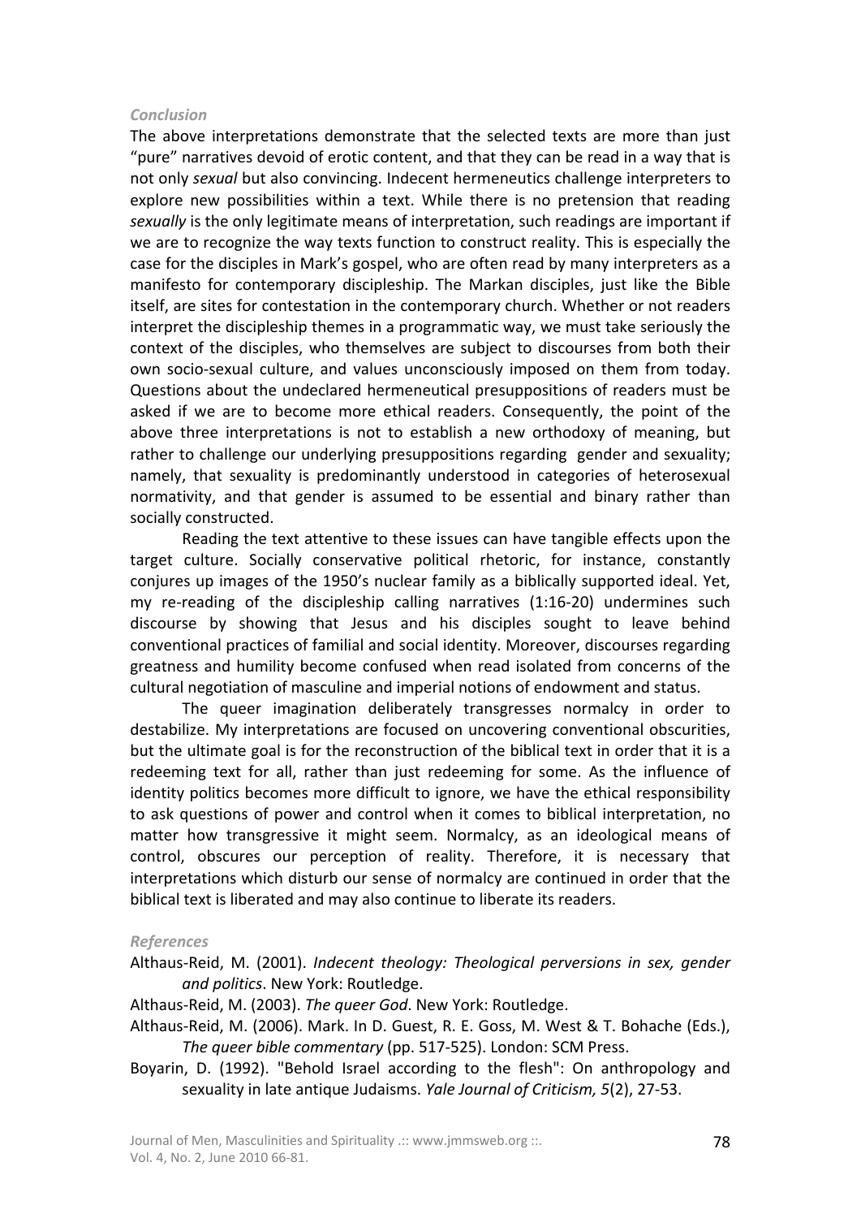### *Conclusion*

The above interpretations demonstrate that the selected texts are more than just "pure" narratives devoid of erotic content, and that they can be read in a way that is not only *sexual* but also convincing. Indecent hermeneutics challenge interpreters to explore new possibilities within a text. While there is no pretension that reading *sexually* is the only legitimate means of interpretation, such readings are important if we are to recognize the way texts function to construct reality. This is especially the case for the disciples in Mark's gospel, who are often read by many interpreters as a manifesto for contemporary discipleship. The Markan disciples, just like the Bible itself, are sites for contestation in the contemporary church. Whether or not readers interpret the discipleship themes in a programmatic way, we must take seriously the context of the disciples, who themselves are subject to discourses from both their own socio-sexual culture, and values unconsciously imposed on them from today. Questions about the undeclared hermeneutical presuppositions of readers must be asked if we are to become more ethical readers. Consequently, the point of the above three interpretations is not to establish a new orthodoxy of meaning, but rather to challenge our underlying presuppositions regarding gender and sexuality; namely, that sexuality is predominantly understood in categories of heterosexual normativity, and that gender is assumed to be essential and binary rather than socially constructed.

Reading the text attentive to these issues can have tangible effects upon the target culture. Socially conservative political rhetoric, for instance, constantly conjures up images of the 1950's nuclear family as a biblically supported ideal. Yet, my re-reading of the discipleship calling narratives (1:16-20) undermines such discourse by showing that Jesus and his disciples sought to leave behind conventional practices of familial and social identity. Moreover, discourses regarding greatness and humility become confused when read isolated from concerns of the cultural negotiation of masculine and imperial notions of endowment and status.

The queer imagination deliberately transgresses normalcy in order to destabilize. My interpretations are focused on uncovering conventional obscurities, but the ultimate goal is for the reconstruction of the biblical text in order that it is a redeeming text for all, rather than just redeeming for some. As the influence of identity politics becomes more difficult to ignore, we have the ethical responsibility to ask questions of power and control when it comes to biblical interpretation, no matter how transgressive it might seem. Normalcy, as an ideological means of control, obscures our perception of reality. Therefore, it is necessary that interpretations which disturb our sense of normalcy are continued in order that the biblical text is liberated and may also continue to liberate its readers.

### *References*

Althaus-Reid, M. (2001). *Indecent theology: Theological perversions in sex, gender and politics*. New York: Routledge.

Althaus-Reid, M. (2003). *The queer God*. New York: Routledge.

Althaus-Reid, M. (2006). Mark. In D. Guest, R. E. Goss, M. West & T. Bohache (Eds.), *The queer bible commentary* (pp. 517-525). London: SCM Press.

Boyarin, D. (1992). "Behold Israel according to the flesh": On anthropology and sexuality in late antique Judaisms. *Yale Journal of Criticism, 5*(2), 27-53.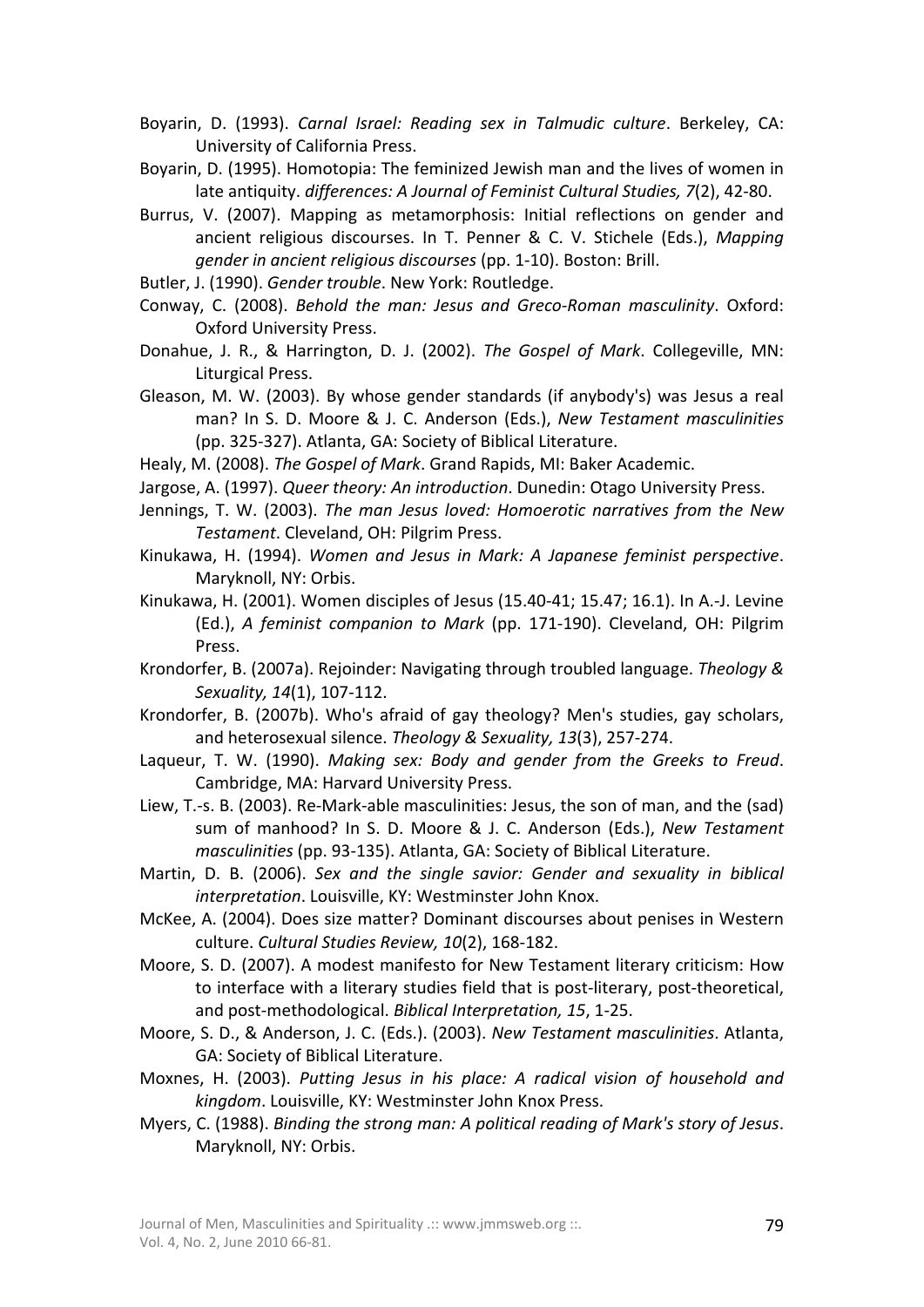Boyarin, D. (1993). *Carnal Israel: Reading sex in Talmudic culture*. Berkeley, CA: University of California Press.

Boyarin, D. (1995). Homotopia: The feminized Jewish man and the lives of women in late antiquity. *differences: A Journal of Feminist Cultural Studies, 7*(2), 42-80.

Burrus, V. (2007). Mapping as metamorphosis: Initial reflections on gender and ancient religious discourses. In T. Penner & C. V. Stichele (Eds.), *Mapping gender in ancient religious discourses* (pp. 1-10). Boston: Brill.

Butler, J. (1990). *Gender trouble*. New York: Routledge.

Conway, C. (2008). *Behold the man: Jesus and Greco-Roman masculinity*. Oxford: Oxford University Press.

Donahue, J. R., & Harrington, D. J. (2002). *The Gospel of Mark*. Collegeville, MN: Liturgical Press.

Gleason, M. W. (2003). By whose gender standards (if anybody's) was Jesus a real man? In S. D. Moore & J. C. Anderson (Eds.), *New Testament masculinities* (pp. 325-327). Atlanta, GA: Society of Biblical Literature.

Healy, M. (2008). *The Gospel of Mark*. Grand Rapids, MI: Baker Academic.

Jargose, A. (1997). *Queer theory: An introduction*. Dunedin: Otago University Press.

Jennings, T. W. (2003). *The man Jesus loved: Homoerotic narratives from the New Testament*. Cleveland, OH: Pilgrim Press.

Kinukawa, H. (1994). *Women and Jesus in Mark: A Japanese feminist perspective*. Maryknoll, NY: Orbis.

Kinukawa, H. (2001). Women disciples of Jesus (15.40-41; 15.47; 16.1). In A.-J. Levine (Ed.), *A feminist companion to Mark* (pp. 171-190). Cleveland, OH: Pilgrim Press.

Krondorfer, B. (2007a). Rejoinder: Navigating through troubled language. *Theology & Sexuality, 14*(1), 107-112.

Krondorfer, B. (2007b). Who's afraid of gay theology? Men's studies, gay scholars, and heterosexual silence. *Theology & Sexuality, 13*(3), 257-274.

Laqueur, T. W. (1990). *Making sex: Body and gender from the Greeks to Freud*. Cambridge, MA: Harvard University Press.

Liew, T.-s. B. (2003). Re-Mark-able masculinities: Jesus, the son of man, and the (sad) sum of manhood? In S. D. Moore & J. C. Anderson (Eds.), *New Testament masculinities* (pp. 93-135). Atlanta, GA: Society of Biblical Literature.

Martin, D. B. (2006). *Sex and the single savior: Gender and sexuality in biblical interpretation*. Louisville, KY: Westminster John Knox.

McKee, A. (2004). Does size matter? Dominant discourses about penises in Western culture. *Cultural Studies Review, 10*(2), 168-182.

Moore, S. D. (2007). A modest manifesto for New Testament literary criticism: How to interface with a literary studies field that is post-literary, post-theoretical, and post-methodological. *Biblical Interpretation, 15*, 1-25.

Moore, S. D., & Anderson, J. C. (Eds.). (2003). *New Testament masculinities*. Atlanta, GA: Society of Biblical Literature.

Moxnes, H. (2003). *Putting Jesus in his place: A radical vision of household and kingdom*. Louisville, KY: Westminster John Knox Press.

Myers, C. (1988). *Binding the strong man: A political reading of Mark's story of Jesus*. Maryknoll, NY: Orbis.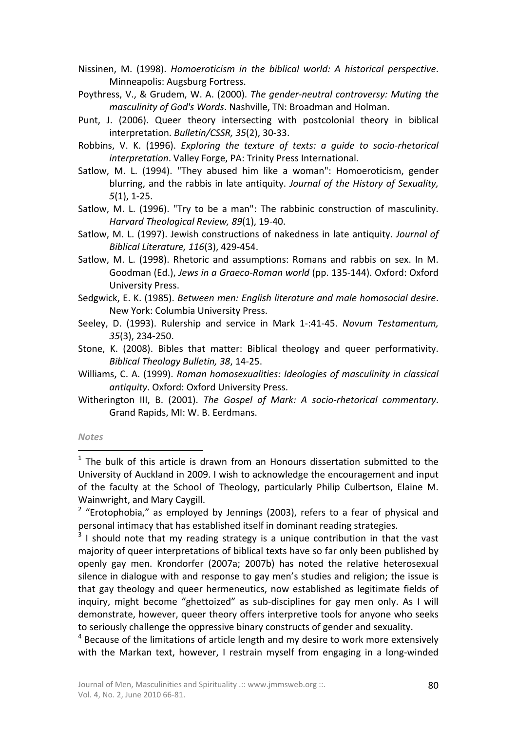Nissinen, M. (1998). *Homoeroticism in the biblical world: A historical perspective*. Minneapolis: Augsburg Fortress.

Poythress, V., & Grudem, W. A. (2000). *The gender-neutral controversy: Muting the masculinity of God's Words*. Nashville, TN: Broadman and Holman.

Punt, J. (2006). Queer theory intersecting with postcolonial theory in biblical interpretation. *Bulletin/CSSR, 35*(2), 30-33.

Robbins, V. K. (1996). *Exploring the texture of texts: a guide to socio-rhetorical interpretation*. Valley Forge, PA: Trinity Press International.

Satlow, M. L. (1994). "They abused him like a woman": Homoeroticism, gender blurring, and the rabbis in late antiquity. *Journal of the History of Sexuality, 5*(1), 1-25.

Satlow, M. L. (1996). "Try to be a man": The rabbinic construction of masculinity. *Harvard Theological Review, 89*(1), 19-40.

Satlow, M. L. (1997). Jewish constructions of nakedness in late antiquity. *Journal of Biblical Literature, 116*(3), 429-454.

Satlow, M. L. (1998). Rhetoric and assumptions: Romans and rabbis on sex. In M. Goodman (Ed.), *Jews in a Graeco-Roman world* (pp. 135-144). Oxford: Oxford University Press.

Sedgwick, E. K. (1985). *Between men: English literature and male homosocial desire*. New York: Columbia University Press.

Seeley, D. (1993). Rulership and service in Mark 1-:41-45. *Novum Testamentum, 35*(3), 234-250.

Stone, K. (2008). Bibles that matter: Biblical theology and queer performativity. *Biblical Theology Bulletin, 38*, 14-25.

Williams, C. A. (1999). *Roman homosexualities: Ideologies of masculinity in classical antiquity*. Oxford: Oxford University Press.

Witherington III, B. (2001). *The Gospel of Mark: A socio-rhetorical commentary*. Grand Rapids, MI: W. B. Eerdmans.

*Notes*

---

[1] The bulk of this article is drawn from an Honours dissertation submitted to the University of Auckland in 2009. I wish to acknowledge the encouragement and input of the faculty at the School of Theology, particularly Philip Culbertson, Elaine M. Wainwright, and Mary Caygill.

[2] "Erotophobia," as employed by Jennings (2003), refers to a fear of physical and personal intimacy that has established itself in dominant reading strategies.

[3] I should note that my reading strategy is a unique contribution in that the vast majority of queer interpretations of biblical texts have so far only been published by openly gay men. Krondorfer (2007a; 2007b) has noted the relative heterosexual silence in dialogue with and response to gay men's studies and religion; the issue is that gay theology and queer hermeneutics, now established as legitimate fields of inquiry, might become "ghettoized" as sub-disciplines for gay men only. As I will demonstrate, however, queer theory offers interpretive tools for anyone who seeks to seriously challenge the oppressive binary constructs of gender and sexuality.

[4] Because of the limitations of article length and my desire to work more extensively with the Markan text, however, I restrain myself from engaging in a long-winded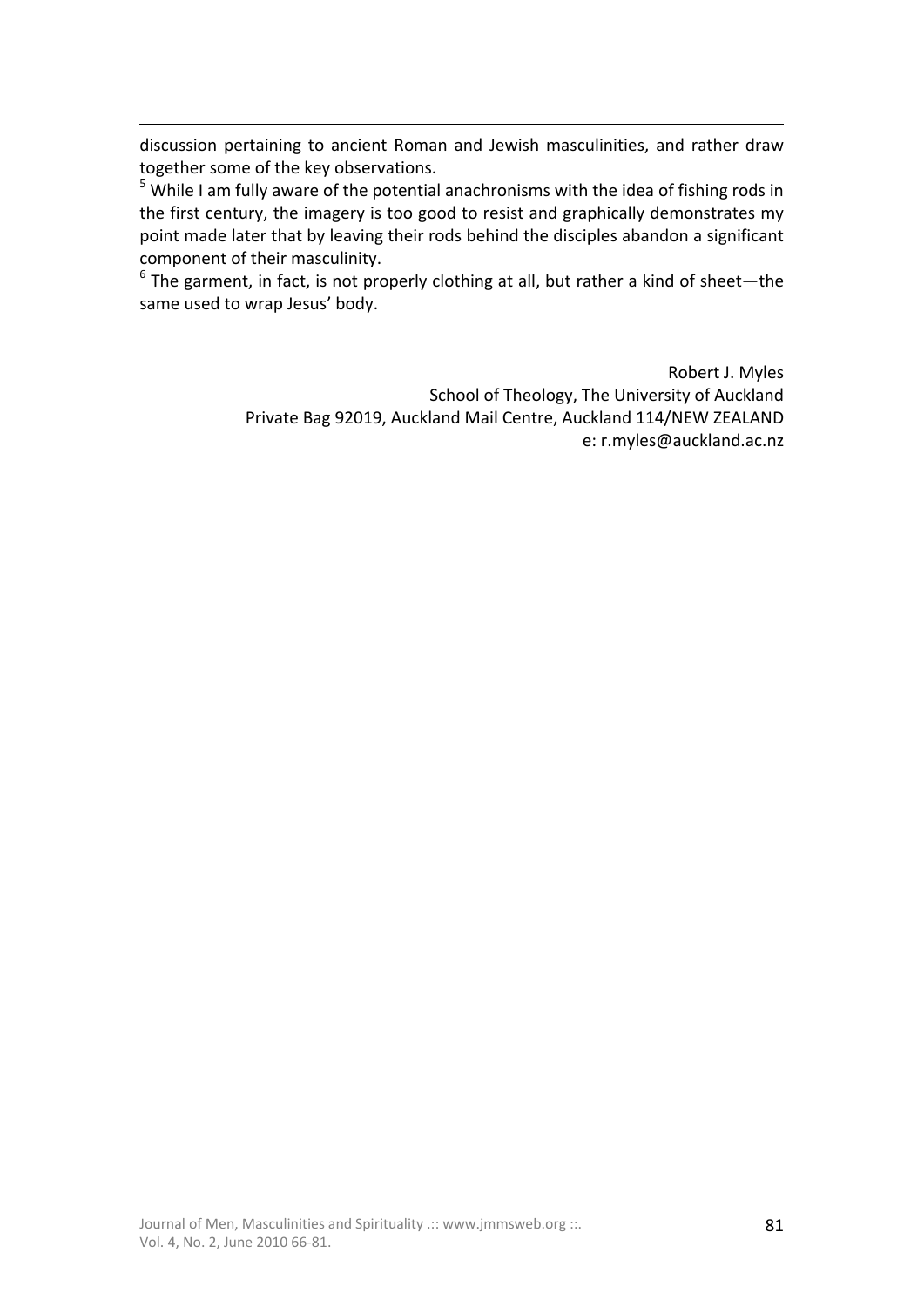discussion pertaining to ancient Roman and Jewish masculinities, and rather draw together some of the key observations.

[5] While I am fully aware of the potential anachronisms with the idea of fishing rods in the first century, the imagery is too good to resist and graphically demonstrates my point made later that by leaving their rods behind the disciples abandon a significant component of their masculinity.

[6] The garment, in fact, is not properly clothing at all, but rather a kind of sheet—the same used to wrap Jesus' body.

Robert J. Myles
School of Theology, The University of Auckland
Private Bag 92019, Auckland Mail Centre, Auckland 114/NEW ZEALAND
e: r.myles@auckland.ac.nz